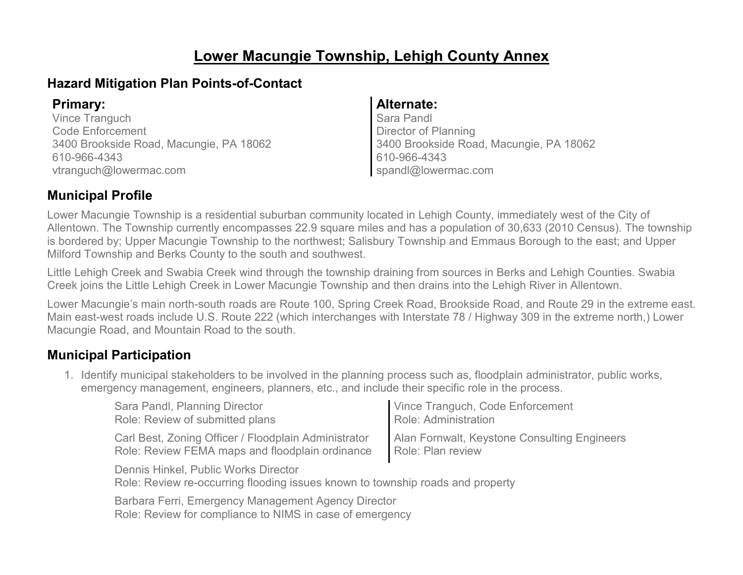# Lower Macungie Township, Lehigh County Annex

## Hazard Mitigation Plan Points-of-Contact

**Primary:**
Vince Tranguch
Code Enforcement
3400 Brookside Road, Macungie, PA 18062
610-966-4343
vtranguch@lowermac.com

**Alternate:**
Sara Pandl
Director of Planning
3400 Brookside Road, Macungie, PA 18062
610-966-4343
spandl@lowermac.com

## Municipal Profile

Lower Macungie Township is a residential suburban community located in Lehigh County, immediately west of the City of Allentown. The Township currently encompasses 22.9 square miles and has a population of 30,633 (2010 Census). The township is bordered by; Upper Macungie Township to the northwest; Salisbury Township and Emmaus Borough to the east; and Upper Milford Township and Berks County to the south and southwest.

Little Lehigh Creek and Swabia Creek wind through the township draining from sources in Berks and Lehigh Counties. Swabia Creek joins the Little Lehigh Creek in Lower Macungie Township and then drains into the Lehigh River in Allentown.

Lower Macungie's main north-south roads are Route 100, Spring Creek Road, Brookside Road, and Route 29 in the extreme east. Main east-west roads include U.S. Route 222 (which interchanges with Interstate 78 / Highway 309 in the extreme north,) Lower Macungie Road, and Mountain Road to the south.

## Municipal Participation

1. Identify municipal stakeholders to be involved in the planning process such as, floodplain administrator, public works, emergency management, engineers, planners, etc., and include their specific role in the process.

   Sara Pandl, Planning Director
   Role: Review of submitted plans

   Vince Tranguch, Code Enforcement
   Role: Administration

   Carl Best, Zoning Officer / Floodplain Administrator
   Role: Review FEMA maps and floodplain ordinance

   Alan Fornwalt, Keystone Consulting Engineers
   Role: Plan review

   Dennis Hinkel, Public Works Director
   Role: Review re-occurring flooding issues known to township roads and property

   Barbara Ferri, Emergency Management Agency Director
   Role: Review for compliance to NIMS in case of emergency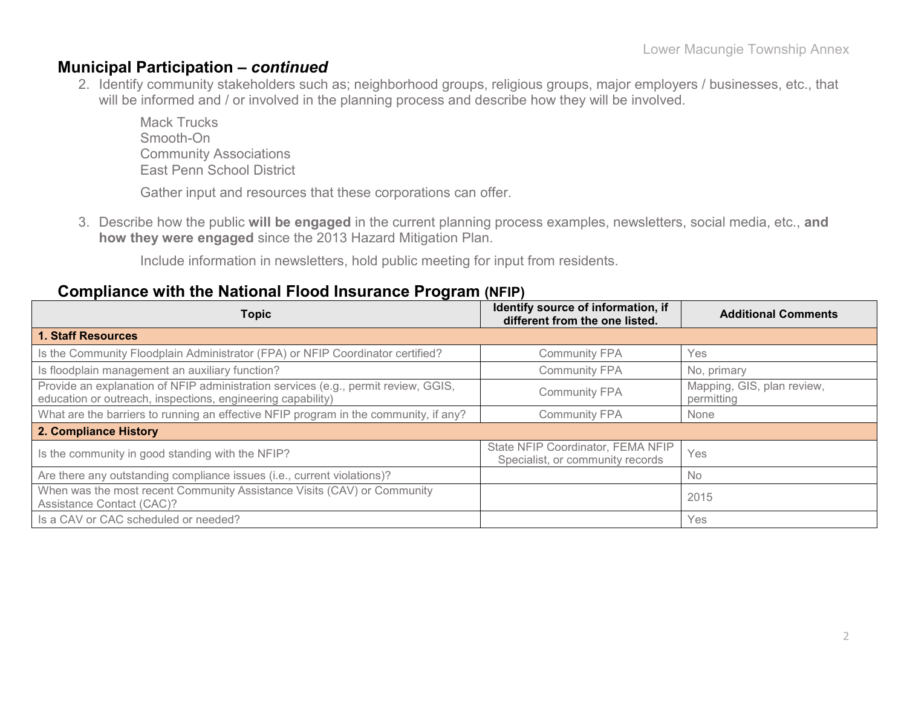## Municipal Participation – *continued*

2. Identify community stakeholders such as; neighborhood groups, religious groups, major employers / businesses, etc., that will be informed and / or involved in the planning process and describe how they will be involved.

   Mack Trucks
   Smooth-On
   Community Associations
   East Penn School District

   Gather input and resources that these corporations can offer.

3. Describe how the public **will be engaged** in the current planning process examples, newsletters, social media, etc., **and how they were engaged** since the 2013 Hazard Mitigation Plan.

   Include information in newsletters, hold public meeting for input from residents.

## Compliance with the National Flood Insurance Program (NFIP)

| Topic | Identify source of information, if different from the one listed. | Additional Comments |
|---|---|---|
| **1. Staff Resources** | | |
| Is the Community Floodplain Administrator (FPA) or NFIP Coordinator certified? | Community FPA | Yes |
| Is floodplain management an auxiliary function? | Community FPA | No, primary |
| Provide an explanation of NFIP administration services (e.g., permit review, GGIS, education or outreach, inspections, engineering capability) | Community FPA | Mapping, GIS, plan review, permitting |
| What are the barriers to running an effective NFIP program in the community, if any? | Community FPA | None |
| **2. Compliance History** | | |
| Is the community in good standing with the NFIP? | State NFIP Coordinator, FEMA NFIP Specialist, or community records | Yes |
| Are there any outstanding compliance issues (i.e., current violations)? | | No |
| When was the most recent Community Assistance Visits (CAV) or Community Assistance Contact (CAC)? | | 2015 |
| Is a CAV or CAC scheduled or needed? | | Yes |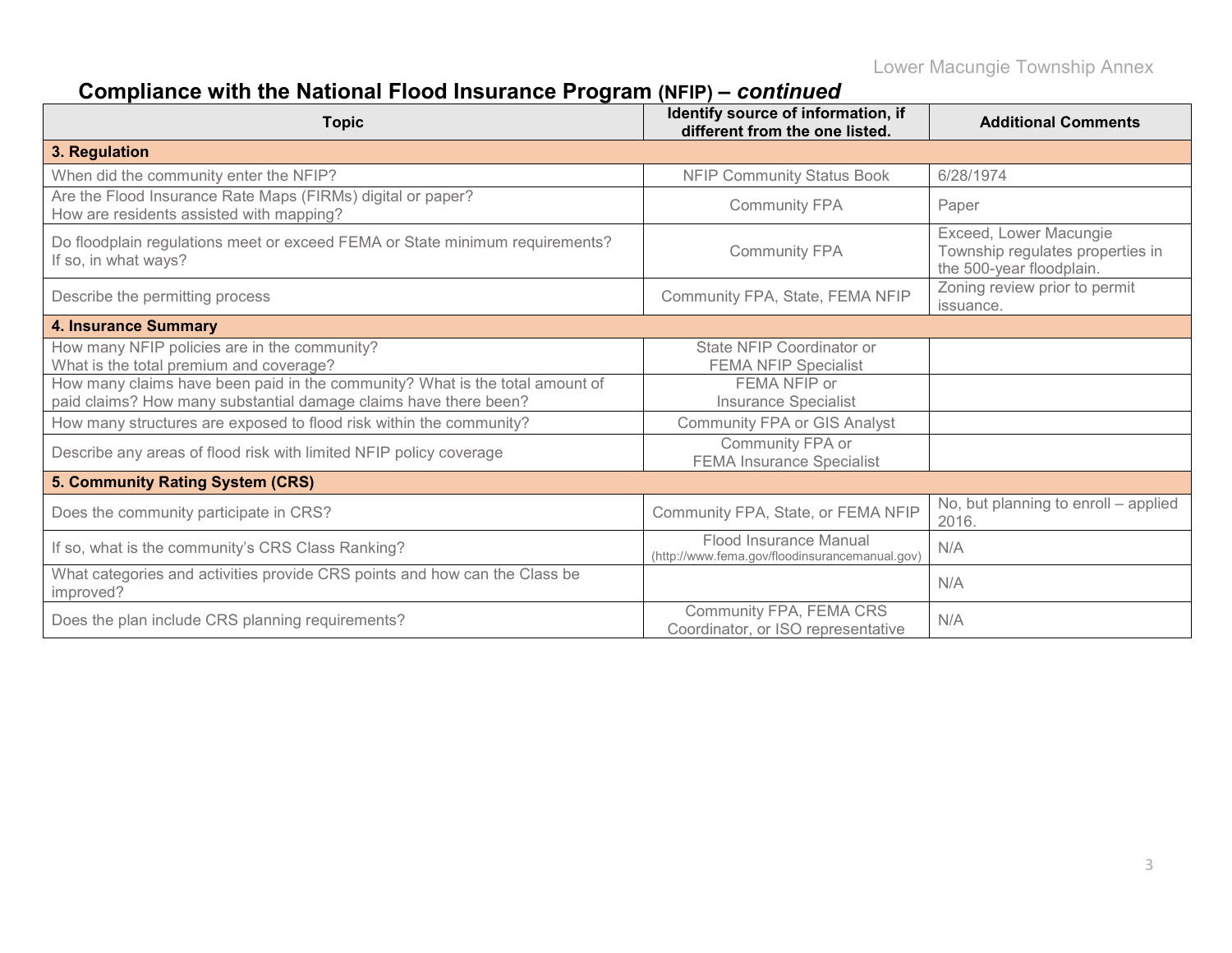## Compliance with the National Flood Insurance Program (NFIP) – *continued*

| Topic | Identify source of information, if different from the one listed. | Additional Comments |
| --- | --- | --- |
| **3. Regulation** | | |
| When did the community enter the NFIP? | NFIP Community Status Book | 6/28/1974 |
| Are the Flood Insurance Rate Maps (FIRMs) digital or paper? How are residents assisted with mapping? | Community FPA | Paper |
| Do floodplain regulations meet or exceed FEMA or State minimum requirements? If so, in what ways? | Community FPA | Exceed, Lower Macungie Township regulates properties in the 500-year floodplain. |
| Describe the permitting process | Community FPA, State, FEMA NFIP | Zoning review prior to permit issuance. |
| **4. Insurance Summary** | | |
| How many NFIP policies are in the community? What is the total premium and coverage? | State NFIP Coordinator or FEMA NFIP Specialist | |
| How many claims have been paid in the community? What is the total amount of paid claims? How many substantial damage claims have there been? | FEMA NFIP or Insurance Specialist | |
| How many structures are exposed to flood risk within the community? | Community FPA or GIS Analyst | |
| Describe any areas of flood risk with limited NFIP policy coverage | Community FPA or FEMA Insurance Specialist | |
| **5. Community Rating System (CRS)** | | |
| Does the community participate in CRS? | Community FPA, State, or FEMA NFIP | No, but planning to enroll – applied 2016. |
| If so, what is the community's CRS Class Ranking? | Flood Insurance Manual (http://www.fema.gov/floodinsurancemanual.gov) | N/A |
| What categories and activities provide CRS points and how can the Class be improved? | | N/A |
| Does the plan include CRS planning requirements? | Community FPA, FEMA CRS Coordinator, or ISO representative | N/A |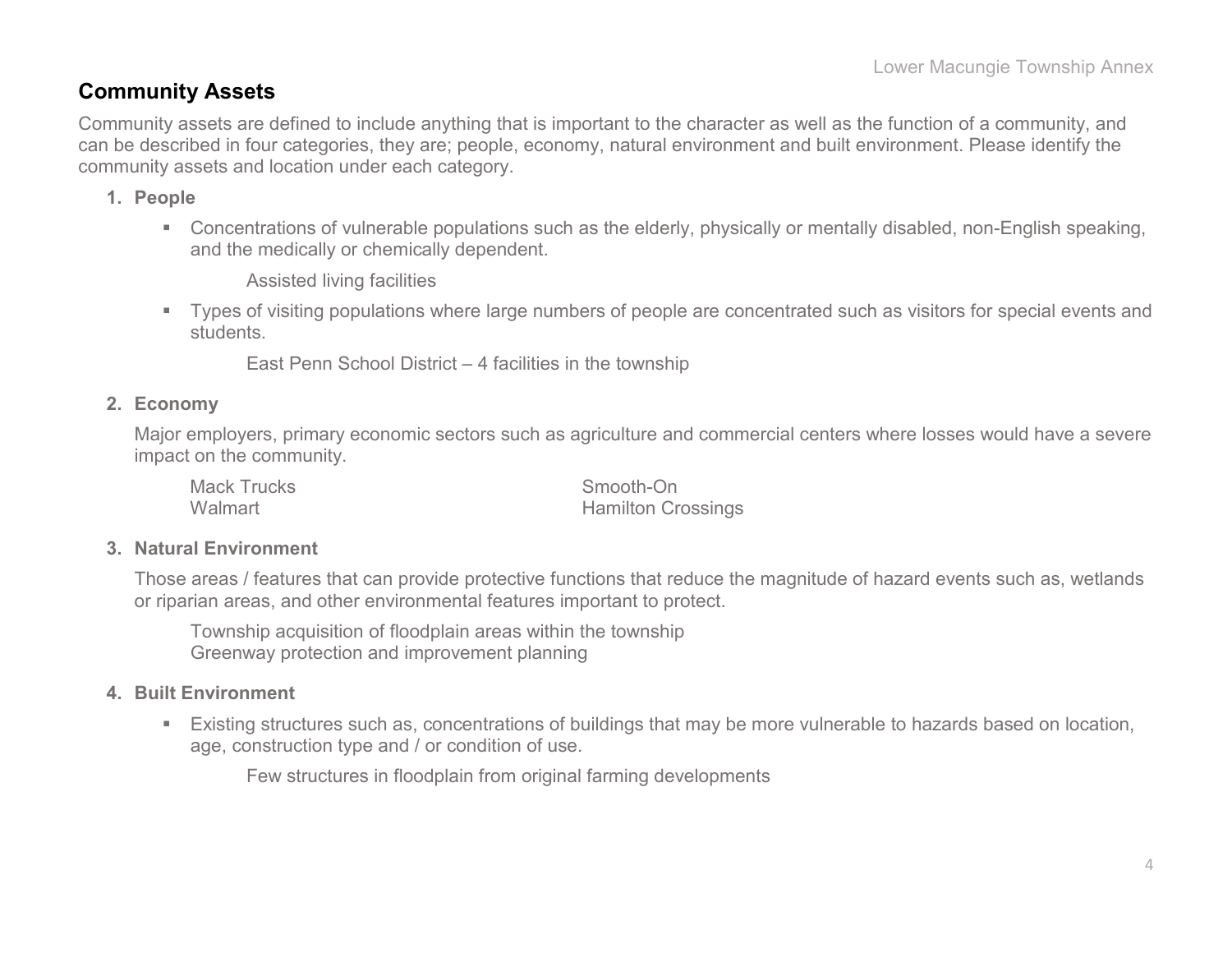## Community Assets

Community assets are defined to include anything that is important to the character as well as the function of a community, and can be described in four categories, they are; people, economy, natural environment and built environment. Please identify the community assets and location under each category.

1. **People**

   - Concentrations of vulnerable populations such as the elderly, physically or mentally disabled, non-English speaking, and the medically or chemically dependent.

     Assisted living facilities

   - Types of visiting populations where large numbers of people are concentrated such as visitors for special events and students.

     East Penn School District – 4 facilities in the township

2. **Economy**

   Major employers, primary economic sectors such as agriculture and commercial centers where losses would have a severe impact on the community.

   Mack Trucks
   Walmart
   Smooth-On
   Hamilton Crossings

3. **Natural Environment**

   Those areas / features that can provide protective functions that reduce the magnitude of hazard events such as, wetlands or riparian areas, and other environmental features important to protect.

   Township acquisition of floodplain areas within the township
   Greenway protection and improvement planning

4. **Built Environment**

   - Existing structures such as, concentrations of buildings that may be more vulnerable to hazards based on location, age, construction type and / or condition of use.

     Few structures in floodplain from original farming developments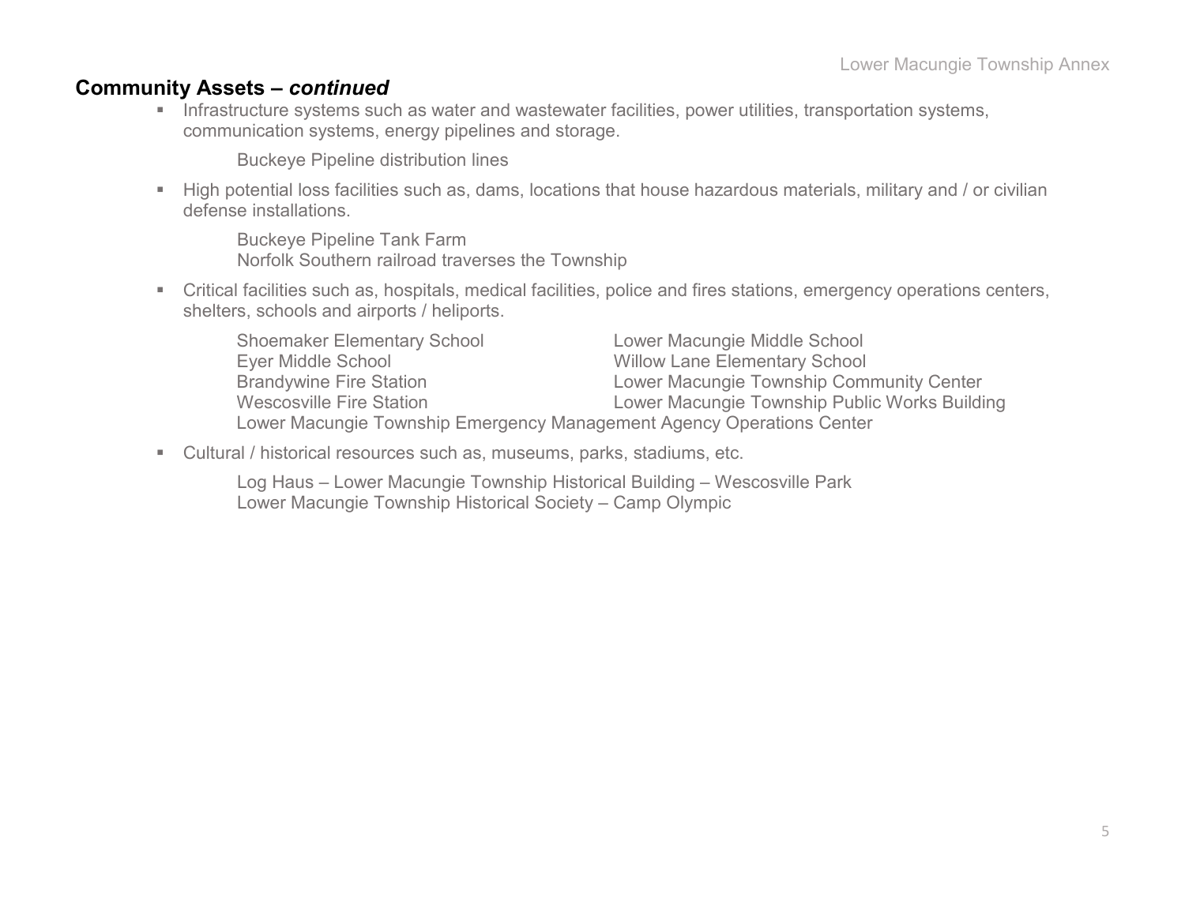## Community Assets – *continued*

- Infrastructure systems such as water and wastewater facilities, power utilities, transportation systems, communication systems, energy pipelines and storage.

  Buckeye Pipeline distribution lines

- High potential loss facilities such as, dams, locations that house hazardous materials, military and / or civilian defense installations.

  Buckeye Pipeline Tank Farm
  Norfolk Southern railroad traverses the Township

- Critical facilities such as, hospitals, medical facilities, police and fires stations, emergency operations centers, shelters, schools and airports / heliports.

  Shoemaker Elementary School
  Lower Macungie Middle School
  Eyer Middle School
  Willow Lane Elementary School
  Brandywine Fire Station
  Lower Macungie Township Community Center
  Wescosville Fire Station
  Lower Macungie Township Public Works Building
  Lower Macungie Township Emergency Management Agency Operations Center

- Cultural / historical resources such as, museums, parks, stadiums, etc.

  Log Haus – Lower Macungie Township Historical Building – Wescosville Park
  Lower Macungie Township Historical Society – Camp Olympic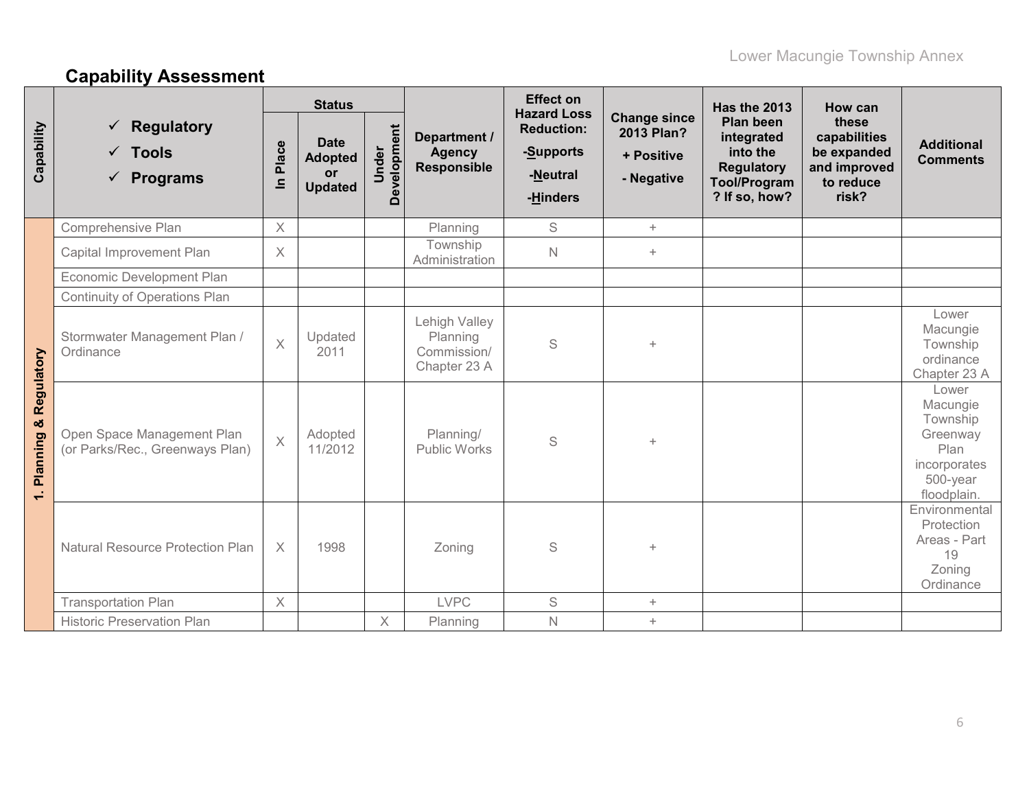## Capability Assessment

| Capability | ✓ Regulatory ✓ Tools ✓ Programs | Status | | | Department / Agency Responsible | Effect on Hazard Loss Reduction: -Supports -Neutral -Hinders | Change since 2013 Plan? + Positive - Negative | Has the 2013 Plan been integrated into the Regulatory Tool/Program? If so, how? | How can these capabilities be expanded and improved to reduce risk? | Additional Comments |
|---|---|---|---|---|---|---|---|---|---|---|
| | | In Place | Date Adopted or Updated | Under Development | | | | | | |
| 1. Planning & Regulatory | Comprehensive Plan | X | | | Planning | S | + | | | |
| | Capital Improvement Plan | X | | | Township Administration | N | + | | | |
| | Economic Development Plan | | | | | | | | | |
| | Continuity of Operations Plan | | | | | | | | | |
| | Stormwater Management Plan / Ordinance | X | Updated 2011 | | Lehigh Valley Planning Commission/ Chapter 23 A | S | + | | | Lower Macungie Township ordinance Chapter 23 A |
| | Open Space Management Plan (or Parks/Rec., Greenways Plan) | X | Adopted 11/2012 | | Planning/ Public Works | S | + | | | Lower Macungie Township Greenway Plan incorporates 500-year floodplain. |
| | Natural Resource Protection Plan | X | 1998 | | Zoning | S | + | | | Environmental Protection Areas - Part 19 Zoning Ordinance |
| | Transportation Plan | X | | | LVPC | S | + | | | |
| | Historic Preservation Plan | | | X | Planning | N | + | | | |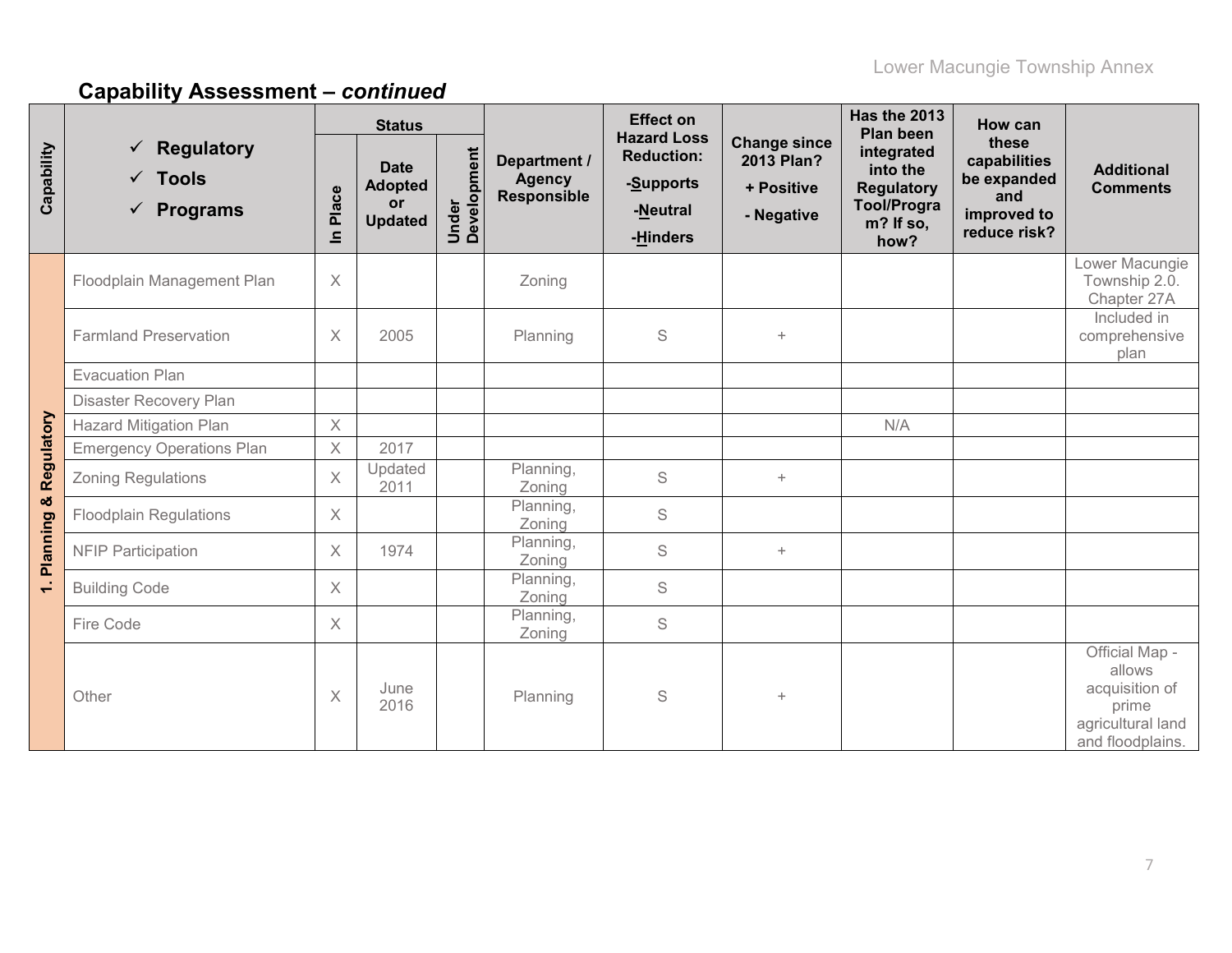## Capability Assessment – *continued*

| Capability | ✓ Regulatory ✓ Tools ✓ Programs | Status | | | Department / Agency Responsible | Effect on Hazard Loss Reduction: -Supports -Neutral -Hinders | Change since 2013 Plan? + Positive - Negative | Has the 2013 Plan been integrated into the Regulatory Tool/Program? If so, how? | How can these capabilities be expanded and improved to reduce risk? | Additional Comments |
|---|---|---|---|---|---|---|---|---|---|---|
| | | In Place | Date Adopted or Updated | Under Development | | | | | | |
| 1. Planning & Regulatory | Floodplain Management Plan | X | | | Zoning | | | | | Lower Macungie Township 2.0. Chapter 27A |
| | Farmland Preservation | X | 2005 | | Planning | S | + | | | Included in comprehensive plan |
| | Evacuation Plan | | | | | | | | | |
| | Disaster Recovery Plan | | | | | | | | | |
| | Hazard Mitigation Plan | X | | | | | | N/A | | |
| | Emergency Operations Plan | X | 2017 | | | | | | | |
| | Zoning Regulations | X | Updated 2011 | | Planning, Zoning | S | + | | | |
| | Floodplain Regulations | X | | | Planning, Zoning | S | | | | |
| | NFIP Participation | X | 1974 | | Planning, Zoning | S | + | | | |
| | Building Code | X | | | Planning, Zoning | S | | | | |
| | Fire Code | X | | | Planning, Zoning | S | | | | |
| | Other | X | June 2016 | | Planning | S | + | | | Official Map - allows acquisition of prime agricultural land and floodplains. |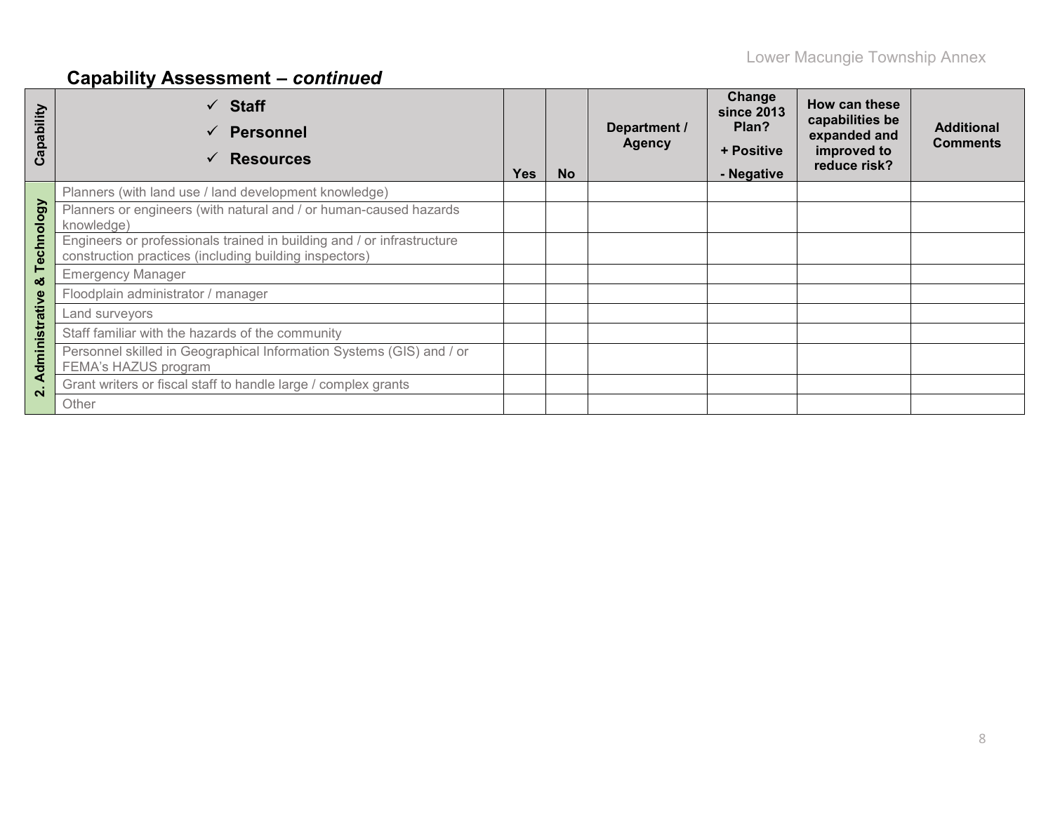## Capability Assessment – *continued*

| Capability | ✓ Staff<br>✓ Personnel<br>✓ Resources | Yes | No | Department / Agency | Change since 2013 Plan?<br>+ Positive<br>- Negative | How can these capabilities be expanded and improved to reduce risk? | Additional Comments |
|---|---|---|---|---|---|---|---|
| 2. Administrative & Technology | Planners (with land use / land development knowledge) | | | | | | |
| | Planners or engineers (with natural and / or human-caused hazards knowledge) | | | | | | |
| | Engineers or professionals trained in building and / or infrastructure construction practices (including building inspectors) | | | | | | |
| | Emergency Manager | | | | | | |
| | Floodplain administrator / manager | | | | | | |
| | Land surveyors | | | | | | |
| | Staff familiar with the hazards of the community | | | | | | |
| | Personnel skilled in Geographical Information Systems (GIS) and / or FEMA's HAZUS program | | | | | | |
| | Grant writers or fiscal staff to handle large / complex grants | | | | | | |
| | Other | | | | | | |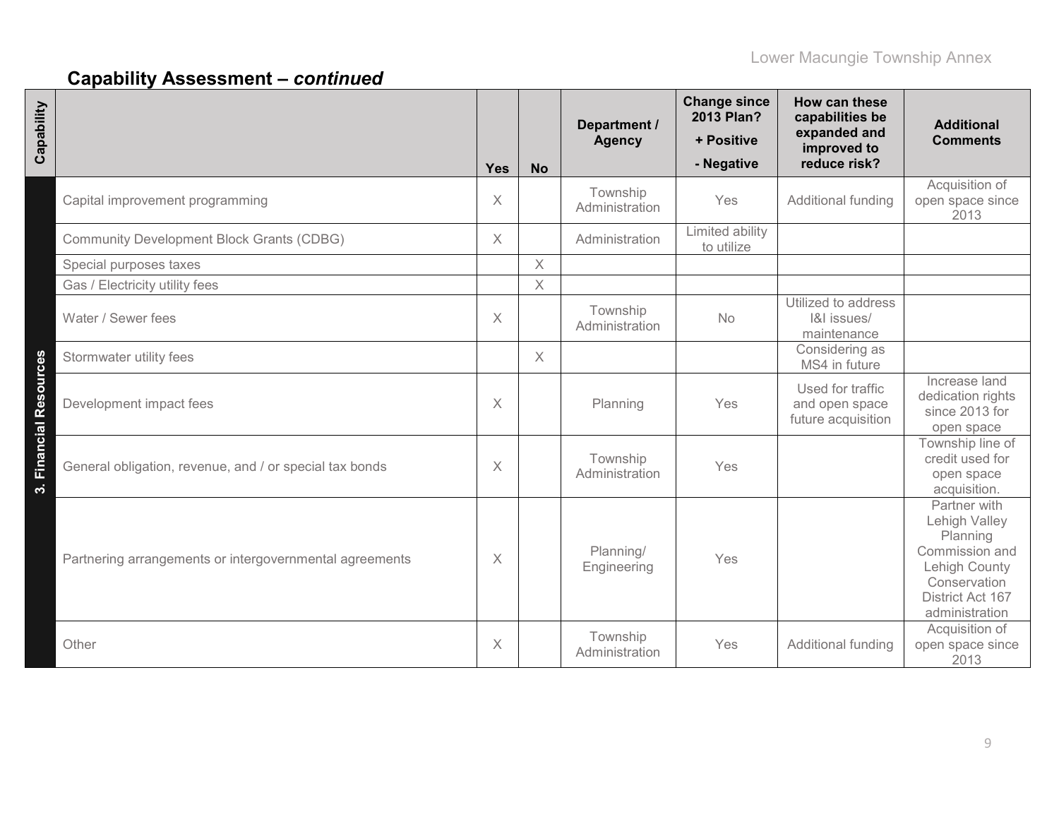## Capability Assessment – *continued*

| Capability | | Yes | No | Department / Agency | Change since 2013 Plan? + Positive - Negative | How can these capabilities be expanded and improved to reduce risk? | Additional Comments |
|---|---|---|---|---|---|---|---|
| 3. Financial Resources | Capital improvement programming | X | | Township Administration | Yes | Additional funding | Acquisition of open space since 2013 |
| | Community Development Block Grants (CDBG) | X | | Administration | Limited ability to utilize | | |
| | Special purposes taxes | | X | | | | |
| | Gas / Electricity utility fees | | X | | | | |
| | Water / Sewer fees | X | | Township Administration | No | Utilized to address I&I issues/ maintenance | |
| | Stormwater utility fees | | X | | | Considering as MS4 in future | |
| | Development impact fees | X | | Planning | Yes | Used for traffic and open space future acquisition | Increase land dedication rights since 2013 for open space |
| | General obligation, revenue, and / or special tax bonds | X | | Township Administration | Yes | | Township line of credit used for open space acquisition. |
| | Partnering arrangements or intergovernmental agreements | X | | Planning/ Engineering | Yes | | Partner with Lehigh Valley Planning Commission and Lehigh County Conservation District Act 167 administration |
| | Other | X | | Township Administration | Yes | Additional funding | Acquisition of open space since 2013 |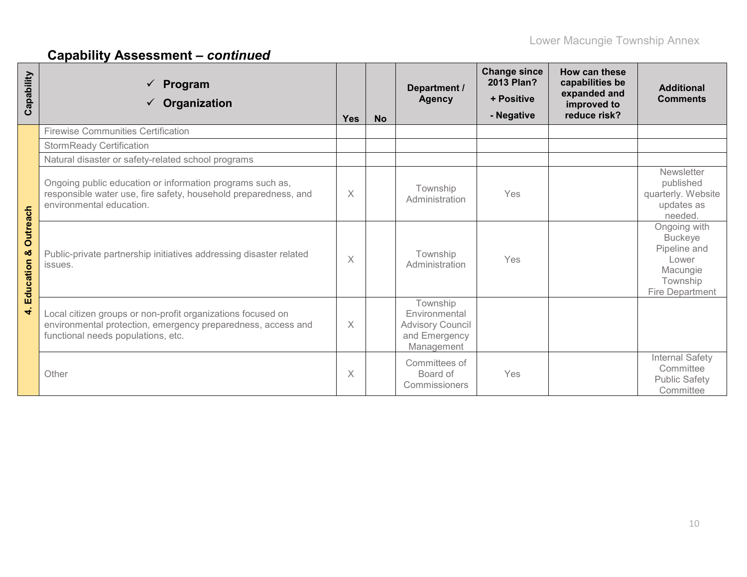## Capability Assessment – *continued*

| Capability | ✓ Program ✓ Organization | Yes | No | Department / Agency | Change since 2013 Plan? + Positive - Negative | How can these capabilities be expanded and improved to reduce risk? | Additional Comments |
|---|---|---|---|---|---|---|---|
| 4. Education & Outreach | Firewise Communities Certification | | | | | | |
| | StormReady Certification | | | | | | |
| | Natural disaster or safety-related school programs | | | | | | |
| | Ongoing public education or information programs such as, responsible water use, fire safety, household preparedness, and environmental education. | X | | Township Administration | Yes | | Newsletter published quarterly. Website updates as needed. |
| | Public-private partnership initiatives addressing disaster related issues. | X | | Township Administration | Yes | | Ongoing with Buckeye Pipeline and Lower Macungie Township Fire Department |
| | Local citizen groups or non-profit organizations focused on environmental protection, emergency preparedness, access and functional needs populations, etc. | X | | Township Environmental Advisory Council and Emergency Management | | | |
| | Other | X | | Committees of Board of Commissioners | Yes | | Internal Safety Committee Public Safety Committee |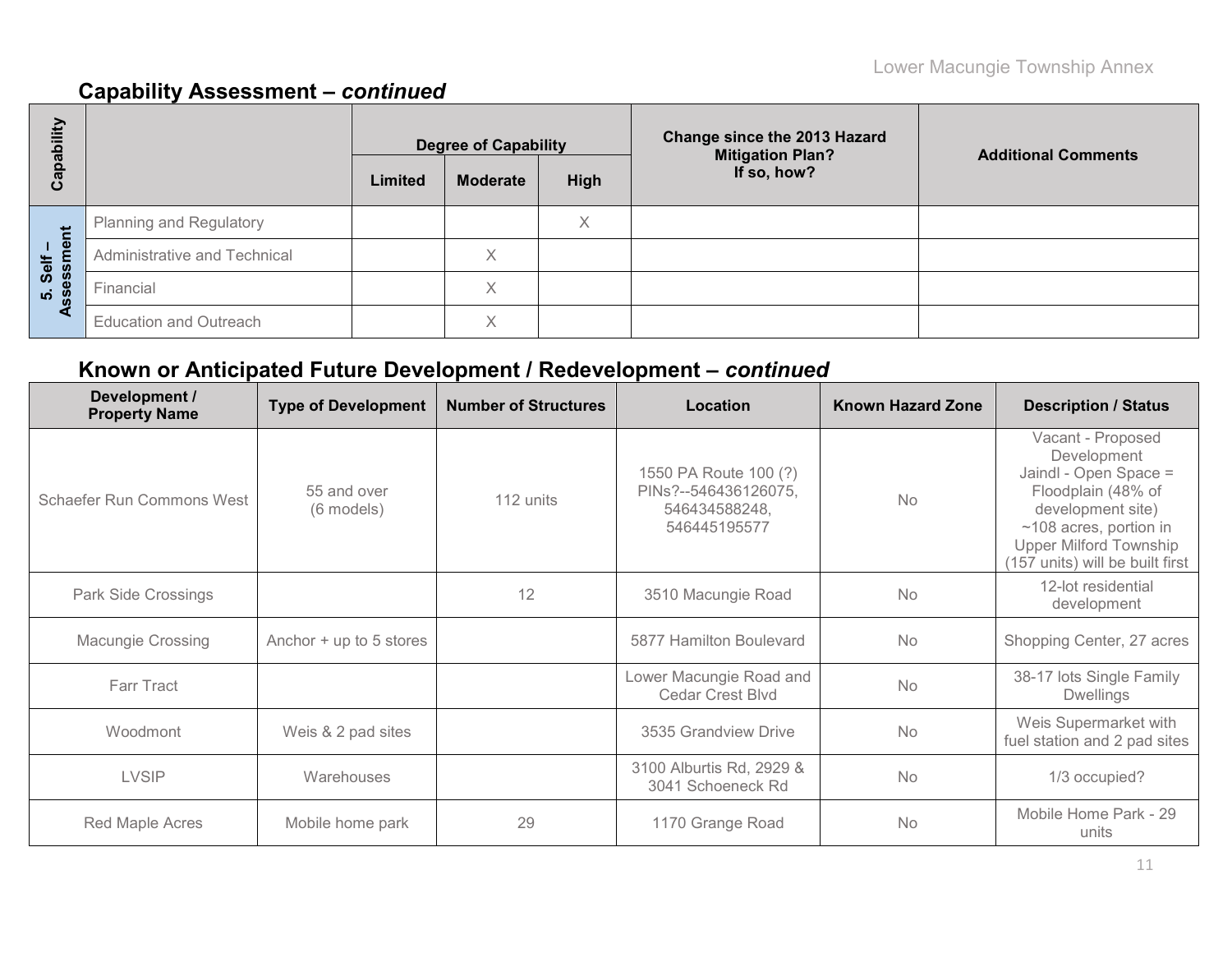## Capability Assessment – *continued*

| Capability | | Degree of Capability | | | Change since the 2013 Hazard Mitigation Plan? If so, how? | Additional Comments |
|---|---|---|---|---|---|---|
| | | Limited | Moderate | High | | |
| 5. Self – Assessment | Planning and Regulatory | | | X | | |
| | Administrative and Technical | | X | | | |
| | Financial | | X | | | |
| | Education and Outreach | | X | | | |

## Known or Anticipated Future Development / Redevelopment – *continued*

| Development / Property Name | Type of Development | Number of Structures | Location | Known Hazard Zone | Description / Status |
|---|---|---|---|---|---|
| Schaefer Run Commons West | 55 and over (6 models) | 112 units | 1550 PA Route 100 (?) PINs?--546436126075, 546434588248, 546445195577 | No | Vacant - Proposed Development Jaindl - Open Space = Floodplain (48% of development site) ~108 acres, portion in Upper Milford Township (157 units) will be built first |
| Park Side Crossings | | 12 | 3510 Macungie Road | No | 12-lot residential development |
| Macungie Crossing | Anchor + up to 5 stores | | 5877 Hamilton Boulevard | No | Shopping Center, 27 acres |
| Farr Tract | | | Lower Macungie Road and Cedar Crest Blvd | No | 38-17 lots Single Family Dwellings |
| Woodmont | Weis & 2 pad sites | | 3535 Grandview Drive | No | Weis Supermarket with fuel station and 2 pad sites |
| LVSIP | Warehouses | | 3100 Alburtis Rd, 2929 & 3041 Schoeneck Rd | No | 1/3 occupied? |
| Red Maple Acres | Mobile home park | 29 | 1170 Grange Road | No | Mobile Home Park - 29 units |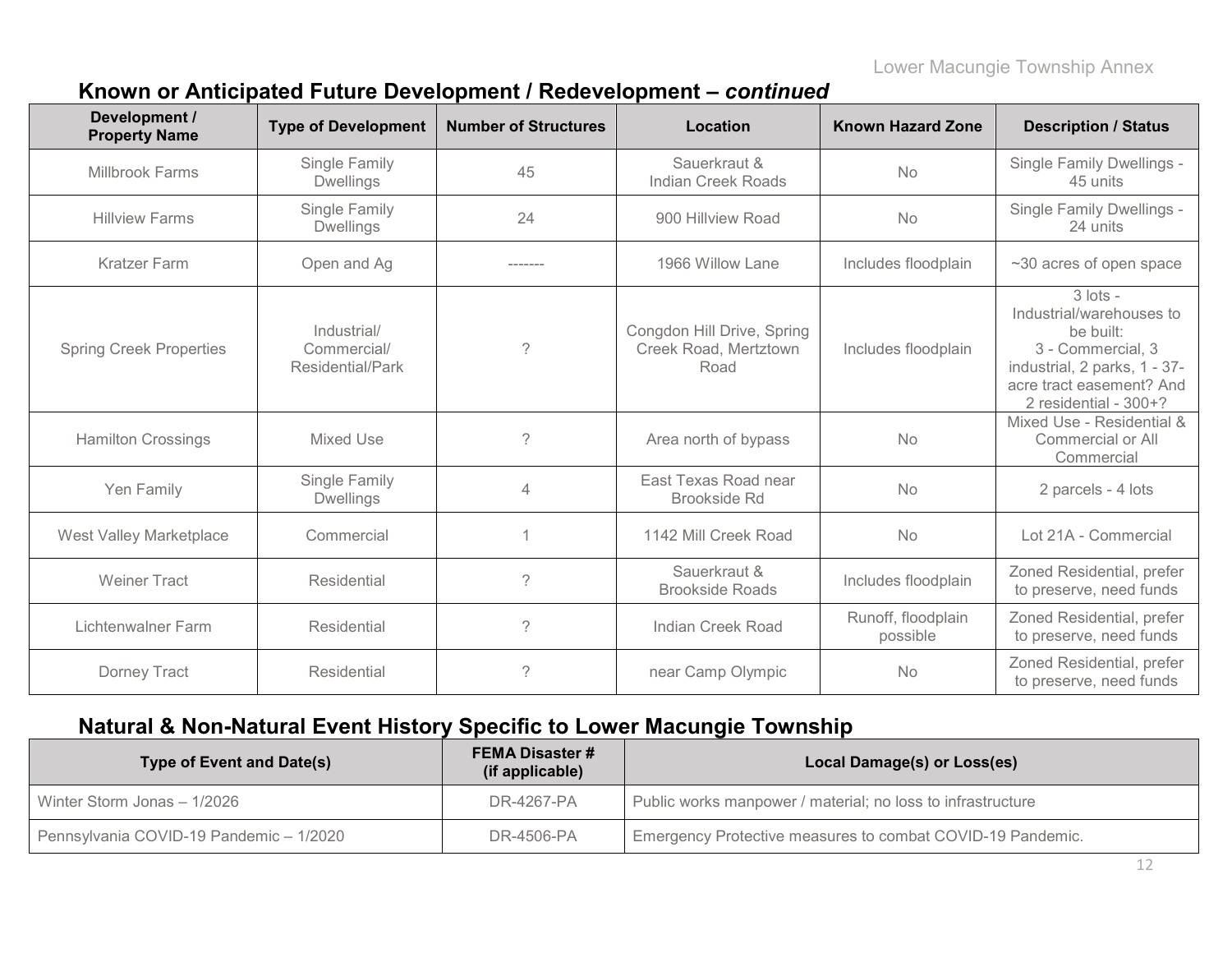## Known or Anticipated Future Development / Redevelopment – *continued*

| Development / Property Name | Type of Development | Number of Structures | Location | Known Hazard Zone | Description / Status |
|---|---|---|---|---|---|
| Millbrook Farms | Single Family Dwellings | 45 | Sauerkraut & Indian Creek Roads | No | Single Family Dwellings - 45 units |
| Hillview Farms | Single Family Dwellings | 24 | 900 Hillview Road | No | Single Family Dwellings - 24 units |
| Kratzer Farm | Open and Ag | ------- | 1966 Willow Lane | Includes floodplain | ~30 acres of open space |
| Spring Creek Properties | Industrial/ Commercial/ Residential/Park | ? | Congdon Hill Drive, Spring Creek Road, Mertztown Road | Includes floodplain | 3 lots - Industrial/warehouses to be built: 3 - Commercial, 3 industrial, 2 parks, 1 - 37-acre tract easement? And 2 residential - 300+? |
| Hamilton Crossings | Mixed Use | ? | Area north of bypass | No | Mixed Use - Residential & Commercial or All Commercial |
| Yen Family | Single Family Dwellings | 4 | East Texas Road near Brookside Rd | No | 2 parcels - 4 lots |
| West Valley Marketplace | Commercial | 1 | 1142 Mill Creek Road | No | Lot 21A - Commercial |
| Weiner Tract | Residential | ? | Sauerkraut & Brookside Roads | Includes floodplain | Zoned Residential, prefer to preserve, need funds |
| Lichtenwalner Farm | Residential | ? | Indian Creek Road | Runoff, floodplain possible | Zoned Residential, prefer to preserve, need funds |
| Dorney Tract | Residential | ? | near Camp Olympic | No | Zoned Residential, prefer to preserve, need funds |

## Natural & Non-Natural Event History Specific to Lower Macungie Township

| Type of Event and Date(s) | FEMA Disaster # (if applicable) | Local Damage(s) or Loss(es) |
|---|---|---|
| Winter Storm Jonas – 1/2026 | DR-4267-PA | Public works manpower / material; no loss to infrastructure |
| Pennsylvania COVID-19 Pandemic – 1/2020 | DR-4506-PA | Emergency Protective measures to combat COVID-19 Pandemic. |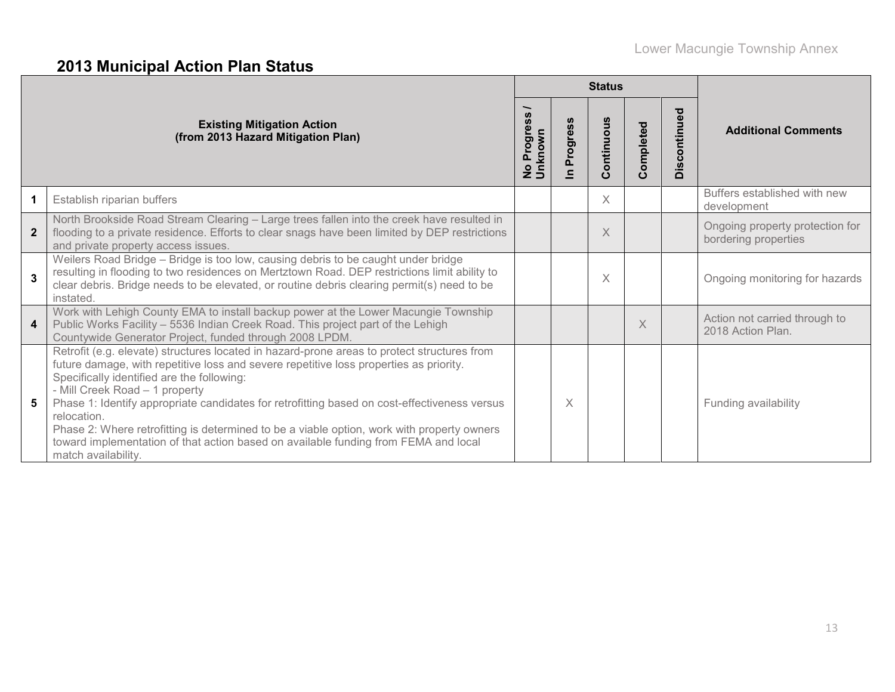## 2013 Municipal Action Plan Status

| | Existing Mitigation Action (from 2013 Hazard Mitigation Plan) | Status | | | | | Additional Comments |
|---|---|---|---|---|---|---|---|
| | | No Progress / Unknown | In Progress | Continuous | Completed | Discontinued | |
| 1 | Establish riparian buffers | | | X | | | Buffers established with new development |
| 2 | North Brookside Road Stream Clearing – Large trees fallen into the creek have resulted in flooding to a private residence. Efforts to clear snags have been limited by DEP restrictions and private property access issues. | | | X | | | Ongoing property protection for bordering properties |
| 3 | Weilers Road Bridge – Bridge is too low, causing debris to be caught under bridge resulting in flooding to two residences on Mertztown Road. DEP restrictions limit ability to clear debris. Bridge needs to be elevated, or routine debris clearing permit(s) need to be instated. | | | X | | | Ongoing monitoring for hazards |
| 4 | Work with Lehigh County EMA to install backup power at the Lower Macungie Township Public Works Facility – 5536 Indian Creek Road. This project part of the Lehigh Countywide Generator Project, funded through 2008 LPDM. | | | | X | | Action not carried through to 2018 Action Plan. |
| 5 | Retrofit (e.g. elevate) structures located in hazard-prone areas to protect structures from future damage, with repetitive loss and severe repetitive loss properties as priority. Specifically identified are the following:<br>- Mill Creek Road – 1 property<br>Phase 1: Identify appropriate candidates for retrofitting based on cost-effectiveness versus relocation.<br>Phase 2: Where retrofitting is determined to be a viable option, work with property owners toward implementation of that action based on available funding from FEMA and local match availability. | | X | | | | Funding availability |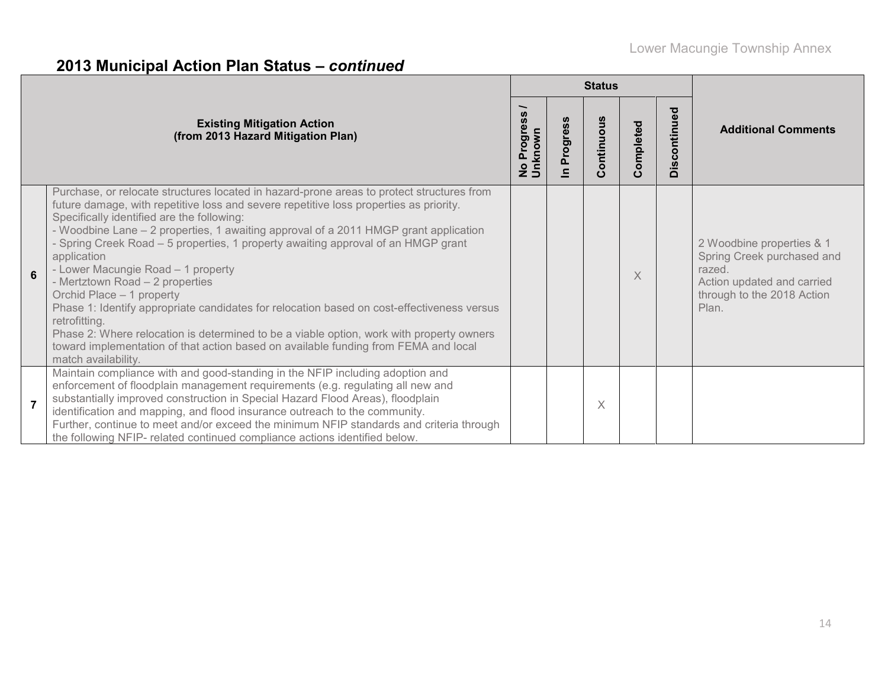## 2013 Municipal Action Plan Status – *continued*

| | Existing Mitigation Action (from 2013 Hazard Mitigation Plan) | Status | | | | | Additional Comments |
|---|---|---|---|---|---|---|---|
| | | No Progress / Unknown | In Progress | Continuous | Completed | Discontinued | |
| 6 | Purchase, or relocate structures located in hazard-prone areas to protect structures from future damage, with repetitive loss and severe repetitive loss properties as priority.<br>Specifically identified are the following:<br>- Woodbine Lane – 2 properties, 1 awaiting approval of a 2011 HMGP grant application<br>- Spring Creek Road – 5 properties, 1 property awaiting approval of an HMGP grant application<br>- Lower Macungie Road – 1 property<br>- Mertztown Road – 2 properties<br>Orchid Place – 1 property<br>Phase 1: Identify appropriate candidates for relocation based on cost-effectiveness versus retrofitting.<br>Phase 2: Where relocation is determined to be a viable option, work with property owners toward implementation of that action based on available funding from FEMA and local match availability. | | | | X | | 2 Woodbine properties & 1 Spring Creek purchased and razed.<br>Action updated and carried through to the 2018 Action Plan. |
| 7 | Maintain compliance with and good-standing in the NFIP including adoption and enforcement of floodplain management requirements (e.g. regulating all new and substantially improved construction in Special Hazard Flood Areas), floodplain identification and mapping, and flood insurance outreach to the community.<br>Further, continue to meet and/or exceed the minimum NFIP standards and criteria through the following NFIP- related continued compliance actions identified below. | | | X | | | |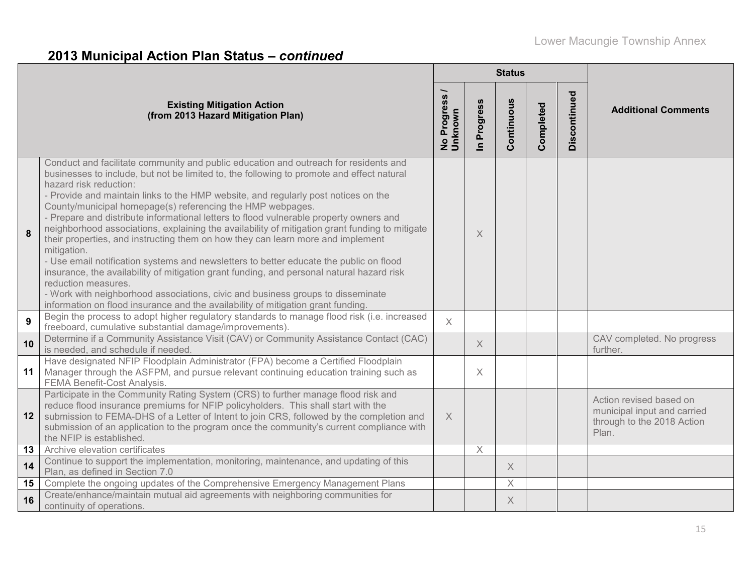## 2013 Municipal Action Plan Status – *continued*

| | Existing Mitigation Action (from 2013 Hazard Mitigation Plan) | Status | | | | | Additional Comments |
|---|---|---|---|---|---|---|---|
| | | No Progress / Unknown | In Progress | Continuous | Completed | Discontinued | |
| 8 | Conduct and facilitate community and public education and outreach for residents and businesses to include, but not be limited to, the following to promote and effect natural hazard risk reduction: - Provide and maintain links to the HMP website, and regularly post notices on the County/municipal homepage(s) referencing the HMP webpages. - Prepare and distribute informational letters to flood vulnerable property owners and neighborhood associations, explaining the availability of mitigation grant funding to mitigate their properties, and instructing them on how they can learn more and implement mitigation. - Use email notification systems and newsletters to better educate the public on flood insurance, the availability of mitigation grant funding, and personal natural hazard risk reduction measures. - Work with neighborhood associations, civic and business groups to disseminate information on flood insurance and the availability of mitigation grant funding. | | X | | | | |
| 9 | Begin the process to adopt higher regulatory standards to manage flood risk (i.e. increased freeboard, cumulative substantial damage/improvements). | X | | | | | |
| 10 | Determine if a Community Assistance Visit (CAV) or Community Assistance Contact (CAC) is needed, and schedule if needed. | | X | | | | CAV completed. No progress further. |
| 11 | Have designated NFIP Floodplain Administrator (FPA) become a Certified Floodplain Manager through the ASFPM, and pursue relevant continuing education training such as FEMA Benefit-Cost Analysis. | | X | | | | |
| 12 | Participate in the Community Rating System (CRS) to further manage flood risk and reduce flood insurance premiums for NFIP policyholders. This shall start with the submission to FEMA-DHS of a Letter of Intent to join CRS, followed by the completion and submission of an application to the program once the community's current compliance with the NFIP is established. | X | | | | | Action revised based on municipal input and carried through to the 2018 Action Plan. |
| 13 | Archive elevation certificates | | X | | | | |
| 14 | Continue to support the implementation, monitoring, maintenance, and updating of this Plan, as defined in Section 7.0 | | | X | | | |
| 15 | Complete the ongoing updates of the Comprehensive Emergency Management Plans | | | X | | | |
| 16 | Create/enhance/maintain mutual aid agreements with neighboring communities for continuity of operations. | | | X | | | |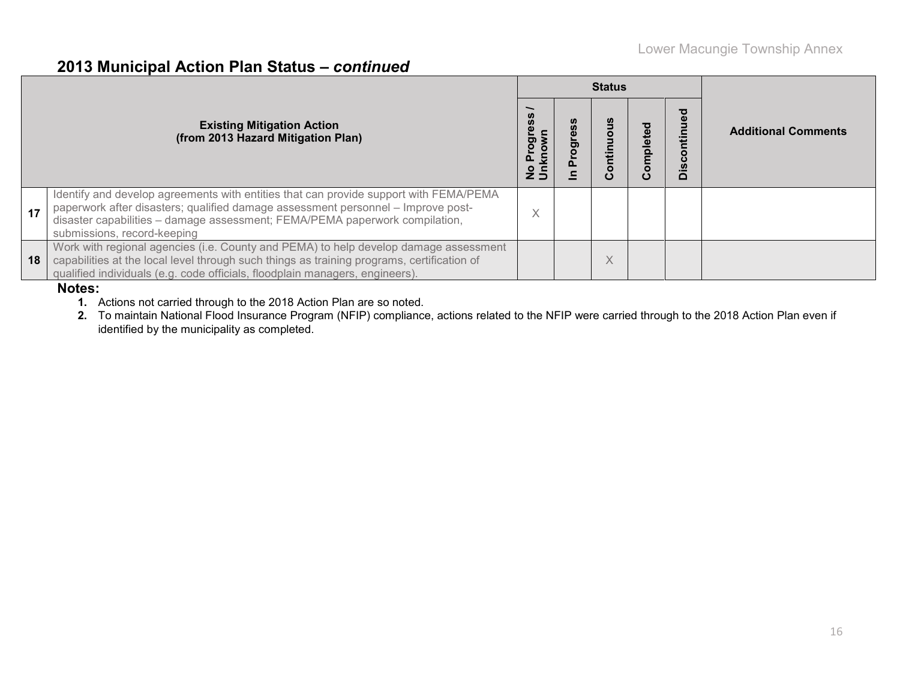## 2013 Municipal Action Plan Status – *continued*

| | Existing Mitigation Action (from 2013 Hazard Mitigation Plan) | Status | | | | | Additional Comments |
|---|---|---|---|---|---|---|---|
| | | No Progress / Unknown | In Progress | Continuous | Completed | Discontinued | |
| 17 | Identify and develop agreements with entities that can provide support with FEMA/PEMA paperwork after disasters; qualified damage assessment personnel – Improve post-disaster capabilities – damage assessment; FEMA/PEMA paperwork compilation, submissions, record-keeping | X | | | | | |
| 18 | Work with regional agencies (i.e. County and PEMA) to help develop damage assessment capabilities at the local level through such things as training programs, certification of qualified individuals (e.g. code officials, floodplain managers, engineers). | | | X | | | |

**Notes:**

1. Actions not carried through to the 2018 Action Plan are so noted.
2. To maintain National Flood Insurance Program (NFIP) compliance, actions related to the NFIP were carried through to the 2018 Action Plan even if identified by the municipality as completed.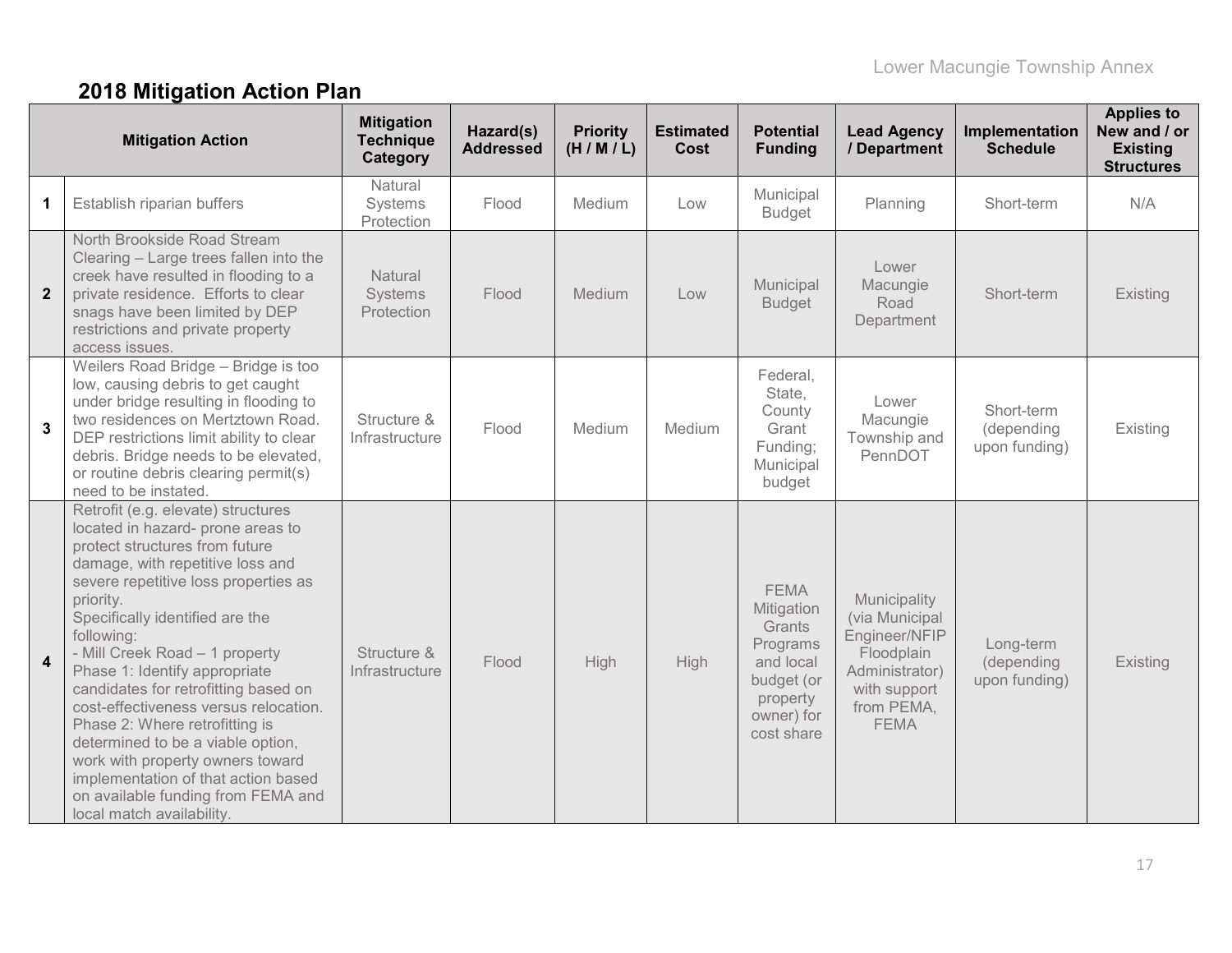## 2018 Mitigation Action Plan

| | Mitigation Action | Mitigation Technique Category | Hazard(s) Addressed | Priority (H / M / L) | Estimated Cost | Potential Funding | Lead Agency / Department | Implementation Schedule | Applies to New and / or Existing Structures |
|---|---|---|---|---|---|---|---|---|---|
| **1** | Establish riparian buffers | Natural Systems Protection | Flood | Medium | Low | Municipal Budget | Planning | Short-term | N/A |
| **2** | North Brookside Road Stream Clearing – Large trees fallen into the creek have resulted in flooding to a private residence. Efforts to clear snags have been limited by DEP restrictions and private property access issues. | Natural Systems Protection | Flood | Medium | Low | Municipal Budget | Lower Macungie Road Department | Short-term | Existing |
| **3** | Weilers Road Bridge – Bridge is too low, causing debris to get caught under bridge resulting in flooding to two residences on Mertztown Road. DEP restrictions limit ability to clear debris. Bridge needs to be elevated, or routine debris clearing permit(s) need to be instated. | Structure & Infrastructure | Flood | Medium | Medium | Federal, State, County Grant Funding; Municipal budget | Lower Macungie Township and PennDOT | Short-term (depending upon funding) | Existing |
| **4** | Retrofit (e.g. elevate) structures located in hazard- prone areas to protect structures from future damage, with repetitive loss and severe repetitive loss properties as priority.<br>Specifically identified are the following:<br>- Mill Creek Road – 1 property<br>Phase 1: Identify appropriate candidates for retrofitting based on cost-effectiveness versus relocation.<br>Phase 2: Where retrofitting is determined to be a viable option, work with property owners toward implementation of that action based on available funding from FEMA and local match availability. | Structure & Infrastructure | Flood | High | High | FEMA Mitigation Grants Programs and local budget (or property owner) for cost share | Municipality (via Municipal Engineer/NFIP Floodplain Administrator) with support from PEMA, FEMA | Long-term (depending upon funding) | Existing |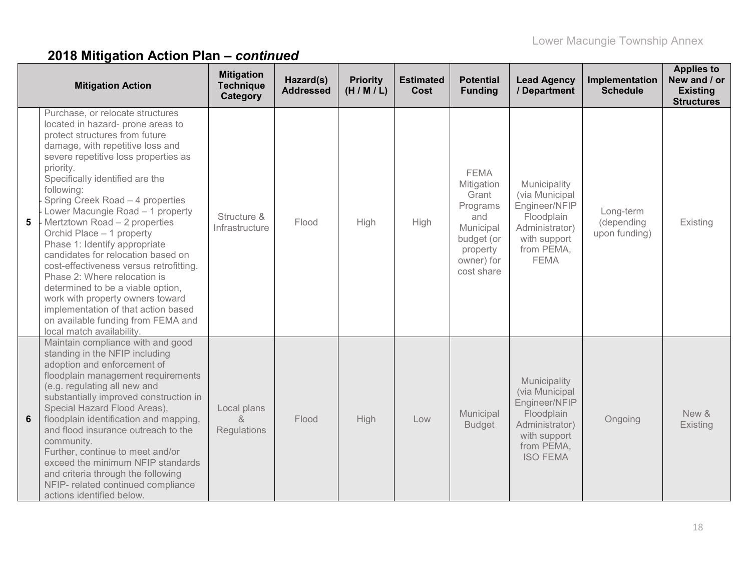## 2018 Mitigation Action Plan – *continued*

| Mitigation Action | | Mitigation Technique Category | Hazard(s) Addressed | Priority (H / M / L) | Estimated Cost | Potential Funding | Lead Agency / Department | Implementation Schedule | Applies to New and / or Existing Structures |
|---|---|---|---|---|---|---|---|---|---|
| **5** | Purchase, or relocate structures located in hazard- prone areas to protect structures from future damage, with repetitive loss and severe repetitive loss properties as priority.<br>Specifically identified are the following:<br>- Spring Creek Road – 4 properties<br>- Lower Macungie Road – 1 property<br>- Mertztown Road – 2 properties<br>Orchid Place – 1 property<br>Phase 1: Identify appropriate candidates for relocation based on cost-effectiveness versus retrofitting.<br>Phase 2: Where relocation is determined to be a viable option, work with property owners toward implementation of that action based on available funding from FEMA and local match availability. | Structure & Infrastructure | Flood | High | High | FEMA Mitigation Grant Programs and Municipal budget (or property owner) for cost share | Municipality (via Municipal Engineer/NFIP Floodplain Administrator) with support from PEMA, FEMA | Long-term (depending upon funding) | Existing |
| **6** | Maintain compliance with and good standing in the NFIP including adoption and enforcement of floodplain management requirements (e.g. regulating all new and substantially improved construction in Special Hazard Flood Areas), floodplain identification and mapping, and flood insurance outreach to the community.<br>Further, continue to meet and/or exceed the minimum NFIP standards and criteria through the following NFIP- related continued compliance actions identified below. | Local plans & Regulations | Flood | High | Low | Municipal Budget | Municipality (via Municipal Engineer/NFIP Floodplain Administrator) with support from PEMA, ISO FEMA | Ongoing | New & Existing |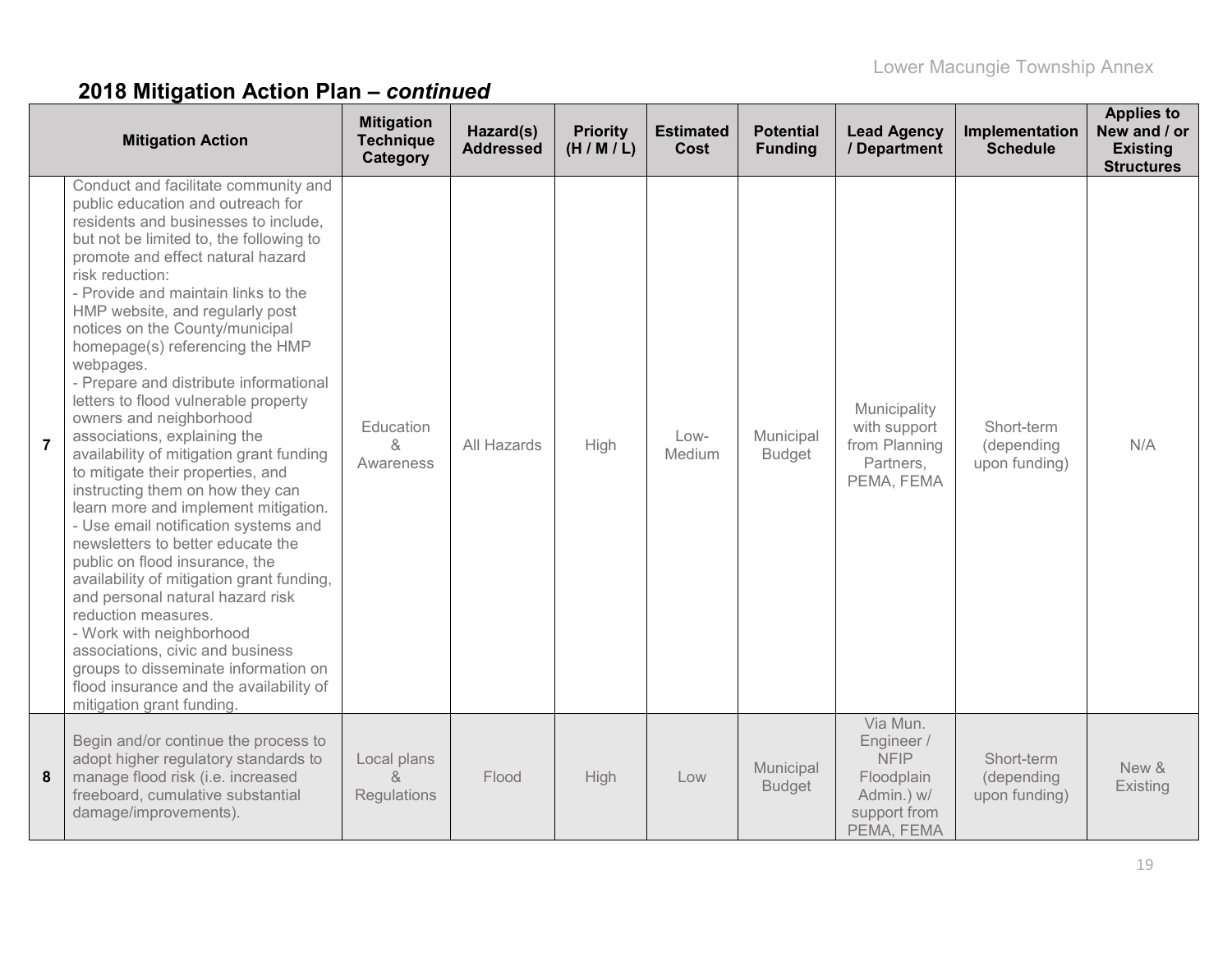## 2018 Mitigation Action Plan – *continued*

| | Mitigation Action | Mitigation Technique Category | Hazard(s) Addressed | Priority (H / M / L) | Estimated Cost | Potential Funding | Lead Agency / Department | Implementation Schedule | Applies to New and / or Existing Structures |
|---|---|---|---|---|---|---|---|---|---|
| **7** | Conduct and facilitate community and public education and outreach for residents and businesses to include, but not be limited to, the following to promote and effect natural hazard risk reduction:<br>- Provide and maintain links to the HMP website, and regularly post notices on the County/municipal homepage(s) referencing the HMP webpages.<br>- Prepare and distribute informational letters to flood vulnerable property owners and neighborhood associations, explaining the availability of mitigation grant funding to mitigate their properties, and instructing them on how they can learn more and implement mitigation.<br>- Use email notification systems and newsletters to better educate the public on flood insurance, the availability of mitigation grant funding, and personal natural hazard risk reduction measures.<br>- Work with neighborhood associations, civic and business groups to disseminate information on flood insurance and the availability of mitigation grant funding. | Education & Awareness | All Hazards | High | Low-Medium | Municipal Budget | Municipality with support from Planning Partners, PEMA, FEMA | Short-term (depending upon funding) | N/A |
| **8** | Begin and/or continue the process to adopt higher regulatory standards to manage flood risk (i.e. increased freeboard, cumulative substantial damage/improvements). | Local plans & Regulations | Flood | High | Low | Municipal Budget | Via Mun. Engineer / NFIP Floodplain Admin.) w/ support from PEMA, FEMA | Short-term (depending upon funding) | New & Existing |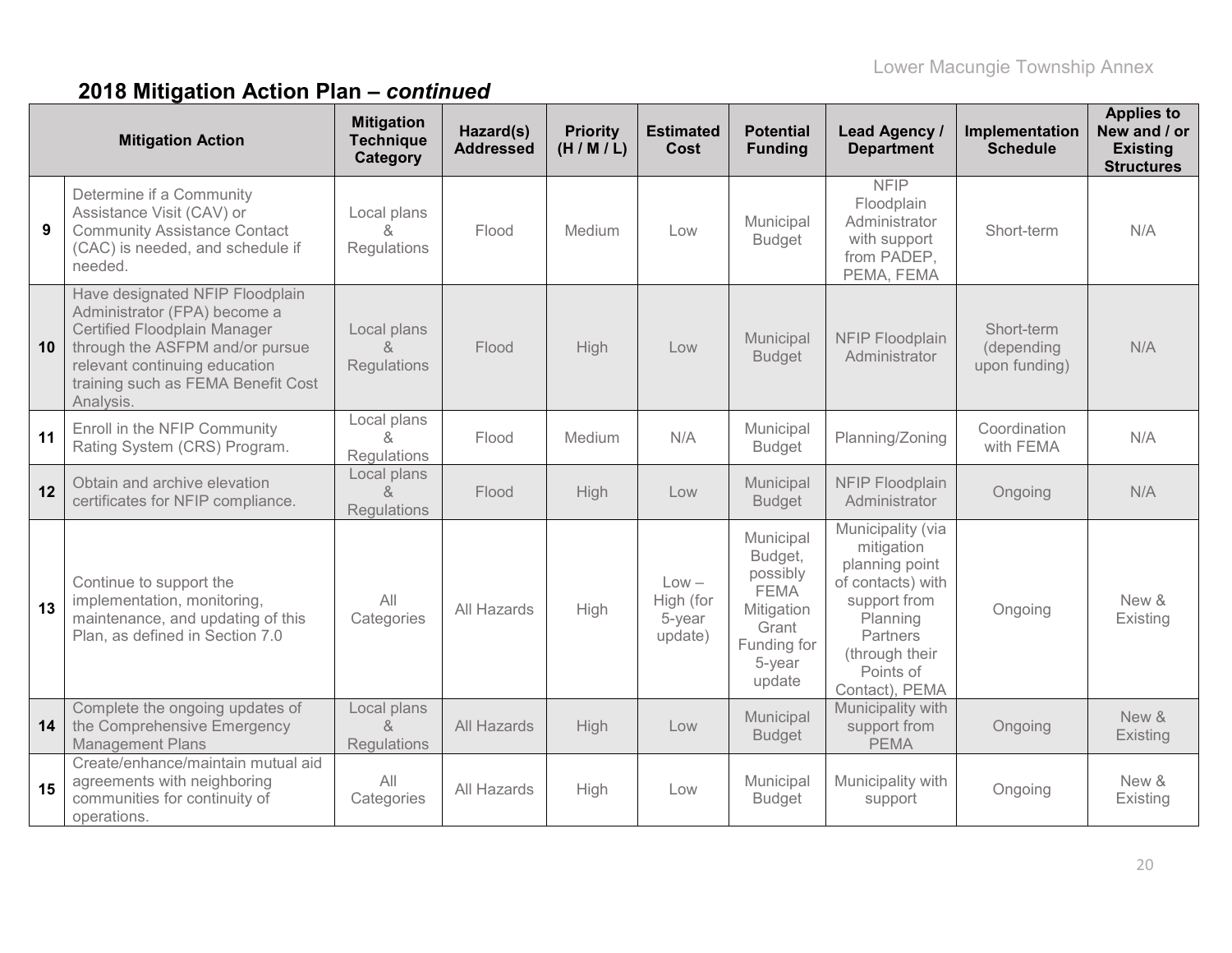## 2018 Mitigation Action Plan – *continued*

| | Mitigation Action | Mitigation Technique Category | Hazard(s) Addressed | Priority (H / M / L) | Estimated Cost | Potential Funding | Lead Agency / Department | Implementation Schedule | Applies to New and / or Existing Structures |
|---|---|---|---|---|---|---|---|---|---|
| **9** | Determine if a Community Assistance Visit (CAV) or Community Assistance Contact (CAC) is needed, and schedule if needed. | Local plans & Regulations | Flood | Medium | Low | Municipal Budget | NFIP Floodplain Administrator with support from PADEP, PEMA, FEMA | Short-term | N/A |
| **10** | Have designated NFIP Floodplain Administrator (FPA) become a Certified Floodplain Manager through the ASFPM and/or pursue relevant continuing education training such as FEMA Benefit Cost Analysis. | Local plans & Regulations | Flood | High | Low | Municipal Budget | NFIP Floodplain Administrator | Short-term (depending upon funding) | N/A |
| **11** | Enroll in the NFIP Community Rating System (CRS) Program. | Local plans & Regulations | Flood | Medium | N/A | Municipal Budget | Planning/Zoning | Coordination with FEMA | N/A |
| **12** | Obtain and archive elevation certificates for NFIP compliance. | Local plans & Regulations | Flood | High | Low | Municipal Budget | NFIP Floodplain Administrator | Ongoing | N/A |
| **13** | Continue to support the implementation, monitoring, maintenance, and updating of this Plan, as defined in Section 7.0 | All Categories | All Hazards | High | Low – High (for 5-year update) | Municipal Budget, possibly FEMA Mitigation Grant Funding for 5-year update | Municipality (via mitigation planning point of contacts) with support from Planning Partners (through their Points of Contact), PEMA | Ongoing | New & Existing |
| **14** | Complete the ongoing updates of the Comprehensive Emergency Management Plans | Local plans & Regulations | All Hazards | High | Low | Municipal Budget | Municipality with support from PEMA | Ongoing | New & Existing |
| **15** | Create/enhance/maintain mutual aid agreements with neighboring communities for continuity of operations. | All Categories | All Hazards | High | Low | Municipal Budget | Municipality with support | Ongoing | New & Existing |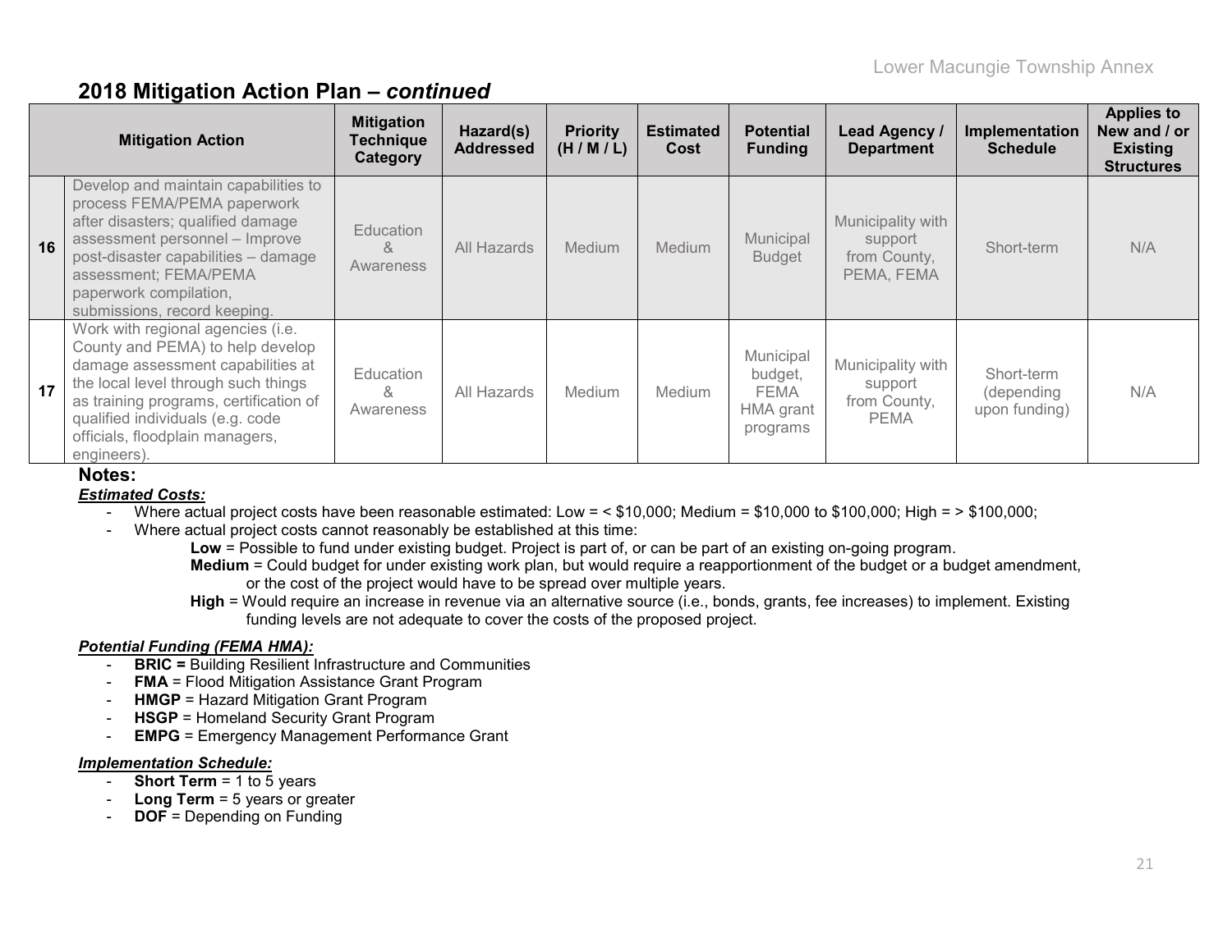## 2018 Mitigation Action Plan – *continued*

| | Mitigation Action | Mitigation Technique Category | Hazard(s) Addressed | Priority (H / M / L) | Estimated Cost | Potential Funding | Lead Agency / Department | Implementation Schedule | Applies to New and / or Existing Structures |
|---|---|---|---|---|---|---|---|---|---|
| 16 | Develop and maintain capabilities to process FEMA/PEMA paperwork after disasters; qualified damage assessment personnel – Improve post-disaster capabilities – damage assessment; FEMA/PEMA paperwork compilation, submissions, record keeping. | Education & Awareness | All Hazards | Medium | Medium | Municipal Budget | Municipality with support from County, PEMA, FEMA | Short-term | N/A |
| 17 | Work with regional agencies (i.e. County and PEMA) to help develop damage assessment capabilities at the local level through such things as training programs, certification of qualified individuals (e.g. code officials, floodplain managers, engineers). | Education & Awareness | All Hazards | Medium | Medium | Municipal budget, FEMA HMA grant programs | Municipality with support from County, PEMA | Short-term (depending upon funding) | N/A |

**Notes:**

***Estimated Costs:***

- Where actual project costs have been reasonable estimated: Low = < $10,000; Medium = $10,000 to $100,000; High = > $100,000;
- Where actual project costs cannot reasonably be established at this time:
  - **Low** = Possible to fund under existing budget. Project is part of, or can be part of an existing on-going program.
  - **Medium** = Could budget for under existing work plan, but would require a reapportionment of the budget or a budget amendment, or the cost of the project would have to be spread over multiple years.
  - **High** = Would require an increase in revenue via an alternative source (i.e., bonds, grants, fee increases) to implement. Existing funding levels are not adequate to cover the costs of the proposed project.

***Potential Funding (FEMA HMA):***

- **BRIC =** Building Resilient Infrastructure and Communities
- **FMA** = Flood Mitigation Assistance Grant Program
- **HMGP** = Hazard Mitigation Grant Program
- **HSGP** = Homeland Security Grant Program
- **EMPG** = Emergency Management Performance Grant

***Implementation Schedule:***

- **Short Term** = 1 to 5 years
- **Long Term** = 5 years or greater
- **DOF** = Depending on Funding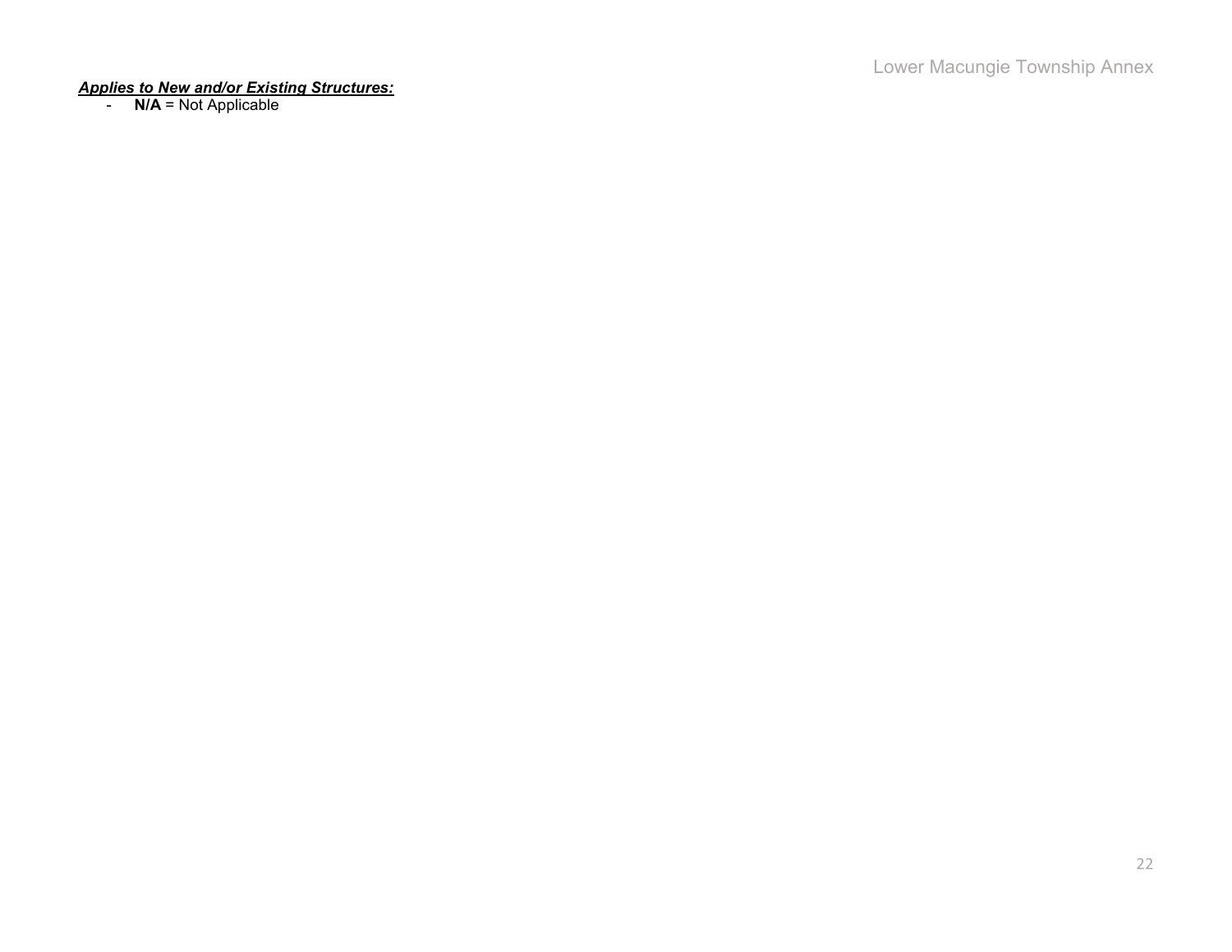***Applies to New and/or Existing Structures:***

- **N/A** = Not Applicable